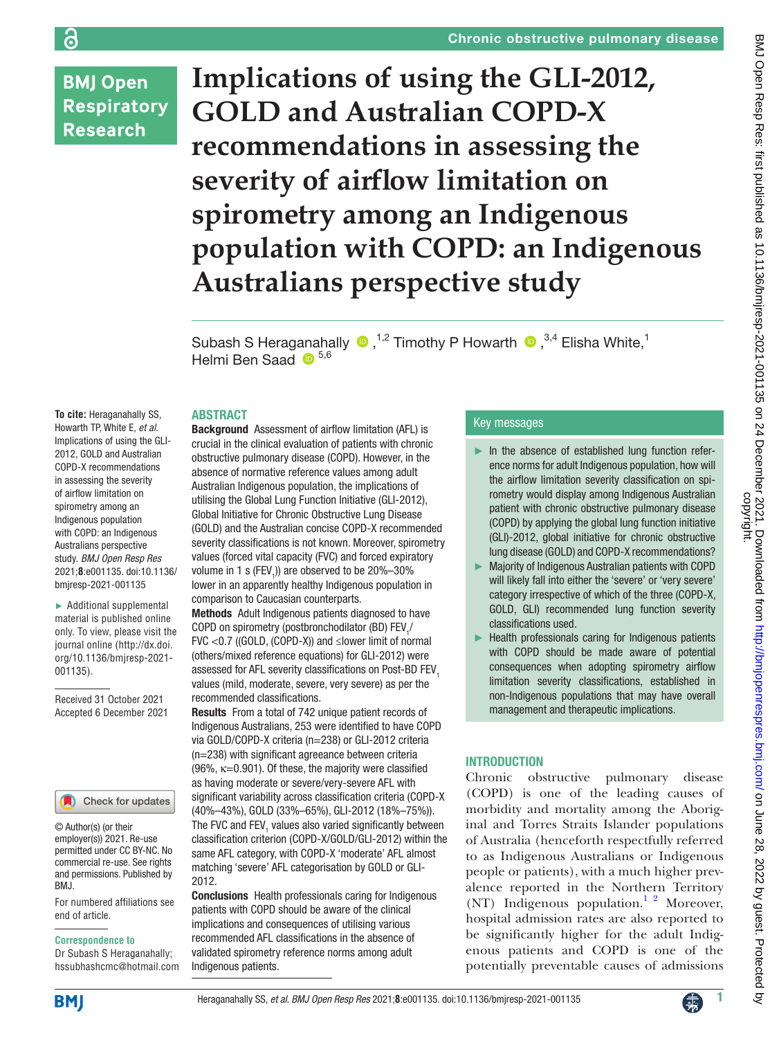Chronic obstructive pulmonary disease

# Implications of using the GLI-2012, GOLD and Australian COPD-X recommendations in assessing the severity of airflow limitation on spirometry among an Indigenous population with COPD: an Indigenous Australians perspective study

Subash S Heraganahally [1,2], Timothy P Howarth [3,4], Elisha White,[1] Helmi Ben Saad [5,6]

**To cite:** Heraganahally SS, Howarth TP, White E, *et al*. Implications of using the GLI-2012, GOLD and Australian COPD-X recommendations in assessing the severity of airflow limitation on spirometry among an Indigenous population with COPD: an Indigenous Australians perspective study. *BMJ Open Resp Res* 2021;**8**:e001135. doi:10.1136/bmjresp-2021-001135

► Additional supplemental material is published online only. To view, please visit the journal online (http://dx.doi.org/10.1136/bmjresp-2021-001135).

Received 31 October 2021
Accepted 6 December 2021

© Author(s) (or their employer(s)) 2021. Re-use permitted under CC BY-NC. No commercial re-use. See rights and permissions. Published by BMJ.

For numbered affiliations see end of article.

**Correspondence to**
Dr Subash S Heraganahally; hssubhashcmc@hotmail.com

## ABSTRACT

**Background** Assessment of airflow limitation (AFL) is crucial in the clinical evaluation of patients with chronic obstructive pulmonary disease (COPD). However, in the absence of normative reference values among adult Australian Indigenous population, the implications of utilising the Global Lung Function Initiative (GLI-2012), Global Initiative for Chronic Obstructive Lung Disease (GOLD) and the Australian concise COPD-X recommended severity classifications is not known. Moreover, spirometry values (forced vital capacity (FVC) and forced expiratory volume in 1 s ($FEV_1$)) are observed to be 20%–30% lower in an apparently healthy Indigenous population in comparison to Caucasian counterparts.

**Methods** Adult Indigenous patients diagnosed to have COPD on spirometry (postbronchodilator (BD) $FEV_1$/FVC <0.7 ((GOLD, (COPD-X)) and ≤lower limit of normal (others/mixed reference equations) for GLI-2012) were assessed for AFL severity classifications on Post-BD $FEV_1$ values (mild, moderate, severe, very severe) as per the recommended classifications.

**Results** From a total of 742 unique patient records of Indigenous Australians, 253 were identified to have COPD via GOLD/COPD-X criteria (n=238) or GLI-2012 criteria (n=238) with significant agreeance between criteria (96%, κ=0.901). Of these, the majority were classified as having moderate or severe/very-severe AFL with significant variability across classification criteria (COPD-X (40%–43%), GOLD (33%–65%), GLI-2012 (18%–75%)). The FVC and $FEV_1$ values also varied significantly between classification criterion (COPD-X/GOLD/GLI-2012) within the same AFL category, with COPD-X 'moderate' AFL almost matching 'severe' AFL categorisation by GOLD or GLI-2012.

**Conclusions** Health professionals caring for Indigenous patients with COPD should be aware of the clinical implications and consequences of utilising various recommended AFL classifications in the absence of validated spirometry reference norms among adult Indigenous patients.

### Key messages

- ► In the absence of established lung function reference norms for adult Indigenous population, how will the airflow limitation severity classification on spirometry would display among Indigenous Australian patient with chronic obstructive pulmonary disease (COPD) by applying the global lung function initiative (GLI)-2012, global initiative for chronic obstructive lung disease (GOLD) and COPD-X recommendations?
- ► Majority of Indigenous Australian patients with COPD will likely fall into either the 'severe' or 'very severe' category irrespective of which of the three (COPD-X, GOLD, GLI) recommended lung function severity classifications used.
- ► Health professionals caring for Indigenous patients with COPD should be made aware of potential consequences when adopting spirometry airflow limitation severity classifications, established in non-Indigenous populations that may have overall management and therapeutic implications.

## INTRODUCTION

Chronic obstructive pulmonary disease (COPD) is one of the leading causes of morbidity and mortality among the Aboriginal and Torres Straits Islander populations of Australia (henceforth respectfully referred to as Indigenous Australians or Indigenous people or patients), with a much higher prevalence reported in the Northern Territory (NT) Indigenous population.[1 2] Moreover, hospital admission rates are also reported to be significantly higher for the adult Indigenous patients and COPD is one of the potentially preventable causes of admissions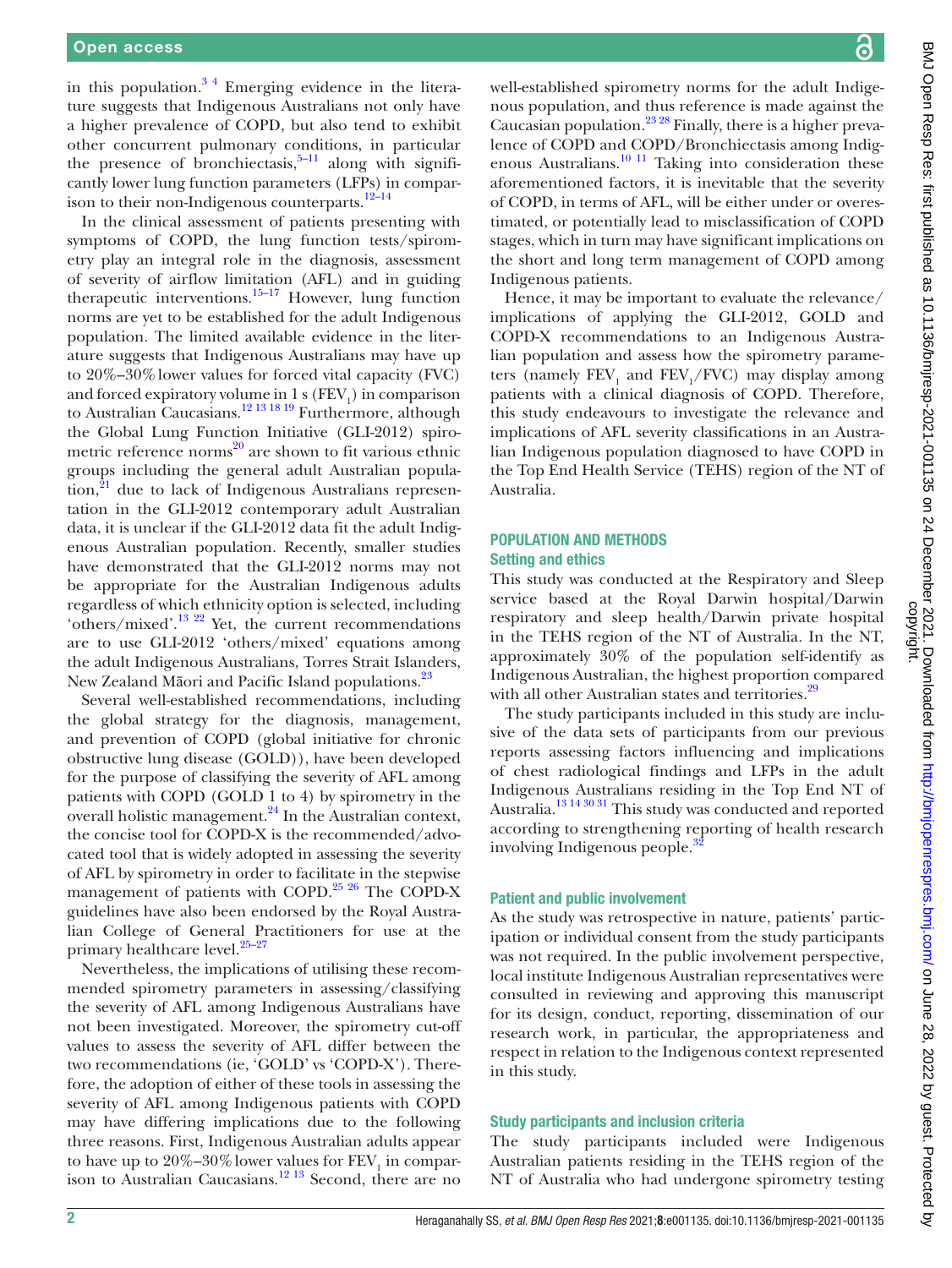in this population.[3 4] Emerging evidence in the literature suggests that Indigenous Australians not only have a higher prevalence of COPD, but also tend to exhibit other concurrent pulmonary conditions, in particular the presence of bronchiectasis,[5–11] along with significantly lower lung function parameters (LFPs) in comparison to their non-Indigenous counterparts.[12–14]

In the clinical assessment of patients presenting with symptoms of COPD, the lung function tests/spirometry play an integral role in the diagnosis, assessment of severity of airflow limitation (AFL) and in guiding therapeutic interventions.[15–17] However, lung function norms are yet to be established for the adult Indigenous population. The limited available evidence in the literature suggests that Indigenous Australians may have up to 20%–30% lower values for forced vital capacity (FVC) and forced expiratory volume in 1 s ($FEV_1$) in comparison to Australian Caucasians.[12 13 18 19] Furthermore, although the Global Lung Function Initiative (GLI-2012) spirometric reference norms[20] are shown to fit various ethnic groups including the general adult Australian population,[21] due to lack of Indigenous Australians representation in the GLI-2012 contemporary adult Australian data, it is unclear if the GLI-2012 data fit the adult Indigenous Australian population. Recently, smaller studies have demonstrated that the GLI-2012 norms may not be appropriate for the Australian Indigenous adults regardless of which ethnicity option is selected, including 'others/mixed'.[13 22] Yet, the current recommendations are to use GLI-2012 'others/mixed' equations among the adult Indigenous Australians, Torres Strait Islanders, New Zealand Māori and Pacific Island populations.[23]

Several well-established recommendations, including the global strategy for the diagnosis, management, and prevention of COPD (global initiative for chronic obstructive lung disease (GOLD)), have been developed for the purpose of classifying the severity of AFL among patients with COPD (GOLD 1 to 4) by spirometry in the overall holistic management.[24] In the Australian context, the concise tool for COPD-X is the recommended/advocated tool that is widely adopted in assessing the severity of AFL by spirometry in order to facilitate in the stepwise management of patients with COPD.[25 26] The COPD-X guidelines have also been endorsed by the Royal Australian College of General Practitioners for use at the primary healthcare level.[25–27]

Nevertheless, the implications of utilising these recommended spirometry parameters in assessing/classifying the severity of AFL among Indigenous Australians have not been investigated. Moreover, the spirometry cut-off values to assess the severity of AFL differ between the two recommendations (ie, 'GOLD' vs 'COPD-X'). Therefore, the adoption of either of these tools in assessing the severity of AFL among Indigenous patients with COPD may have differing implications due to the following three reasons. First, Indigenous Australian adults appear to have up to 20%–30% lower values for $FEV_1$ in comparison to Australian Caucasians.[12 13] Second, there are no well-established spirometry norms for the adult Indigenous population, and thus reference is made against the Caucasian population.[23 28] Finally, there is a higher prevalence of COPD and COPD/Bronchiectasis among Indigenous Australians.[10 11] Taking into consideration these aforementioned factors, it is inevitable that the severity of COPD, in terms of AFL, will be either under or overestimated, or potentially lead to misclassification of COPD stages, which in turn may have significant implications on the short and long term management of COPD among Indigenous patients.

Hence, it may be important to evaluate the relevance/implications of applying the GLI-2012, GOLD and COPD-X recommendations to an Indigenous Australian population and assess how the spirometry parameters (namely $FEV_1$ and $FEV_1$/FVC) may display among patients with a clinical diagnosis of COPD. Therefore, this study endeavours to investigate the relevance and implications of AFL severity classifications in an Australian Indigenous population diagnosed to have COPD in the Top End Health Service (TEHS) region of the NT of Australia.

## POPULATION AND METHODS

### Setting and ethics

This study was conducted at the Respiratory and Sleep service based at the Royal Darwin hospital/Darwin respiratory and sleep health/Darwin private hospital in the TEHS region of the NT of Australia. In the NT, approximately 30% of the population self-identify as Indigenous Australian, the highest proportion compared with all other Australian states and territories.[29]

The study participants included in this study are inclusive of the data sets of participants from our previous reports assessing factors influencing and implications of chest radiological findings and LFPs in the adult Indigenous Australians residing in the Top End NT of Australia.[13 14 30 31] This study was conducted and reported according to strengthening reporting of health research involving Indigenous people.[32]

### Patient and public involvement

As the study was retrospective in nature, patients' participation or individual consent from the study participants was not required. In the public involvement perspective, local institute Indigenous Australian representatives were consulted in reviewing and approving this manuscript for its design, conduct, reporting, dissemination of our research work, in particular, the appropriateness and respect in relation to the Indigenous context represented in this study.

### Study participants and inclusion criteria

The study participants included were Indigenous Australian patients residing in the TEHS region of the NT of Australia who had undergone spirometry testing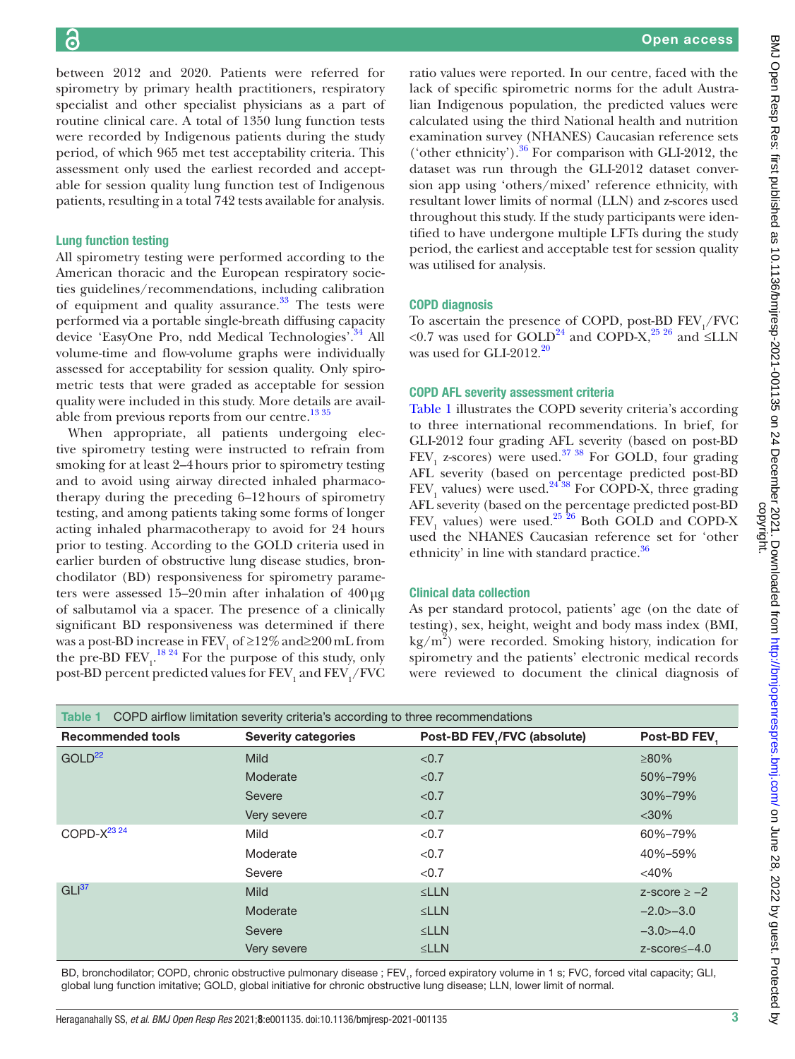between 2012 and 2020. Patients were referred for spirometry by primary health practitioners, respiratory specialist and other specialist physicians as a part of routine clinical care. A total of 1350 lung function tests were recorded by Indigenous patients during the study period, of which 965 met test acceptability criteria. This assessment only used the earliest recorded and acceptable for session quality lung function test of Indigenous patients, resulting in a total 742 tests available for analysis.

### Lung function testing

All spirometry testing were performed according to the American thoracic and the European respiratory societies guidelines/recommendations, including calibration of equipment and quality assurance.[33] The tests were performed via a portable single-breath diffusing capacity device 'EasyOne Pro, ndd Medical Technologies'.[34] All volume-time and flow-volume graphs were individually assessed for acceptability for session quality. Only spirometric tests that were graded as acceptable for session quality were included in this study. More details are available from previous reports from our centre.[13 35]

When appropriate, all patients undergoing elective spirometry testing were instructed to refrain from smoking for at least 2–4 hours prior to spirometry testing and to avoid using airway directed inhaled pharmacotherapy during the preceding 6–12 hours of spirometry testing, and among patients taking some forms of longer acting inhaled pharmacotherapy to avoid for 24 hours prior to testing. According to the GOLD criteria used in earlier burden of obstructive lung disease studies, bronchodilator (BD) responsiveness for spirometry parameters were assessed 15–20 min after inhalation of 400 μg of salbutamol via a spacer. The presence of a clinically significant BD responsiveness was determined if there was a post-BD increase in $FEV_1$ of ≥12% and≥200 mL from the pre-BD $FEV_1$.[18 24] For the purpose of this study, only post-BD percent predicted values for $FEV_1$ and $FEV_1$/FVC ratio values were reported. In our centre, faced with the lack of specific spirometric norms for the adult Australian Indigenous population, the predicted values were calculated using the third National health and nutrition examination survey (NHANES) Caucasian reference sets ('other ethnicity').[36] For comparison with GLI-2012, the dataset was run through the GLI-2012 dataset conversion app using 'others/mixed' reference ethnicity, with resultant lower limits of normal (LLN) and z-scores used throughout this study. If the study participants were identified to have undergone multiple LFTs during the study period, the earliest and acceptable test for session quality was utilised for analysis.

### COPD diagnosis

To ascertain the presence of COPD, post-BD $FEV_1$/FVC <0.7 was used for GOLD[24] and COPD-X,[25 26] and ≤LLN was used for GLI-2012.[20]

### COPD AFL severity assessment criteria

Table 1 illustrates the COPD severity criteria's according to three international recommendations. In brief, for GLI-2012 four grading AFL severity (based on post-BD $FEV_1$ z-scores) were used.[37 38] For GOLD, four grading AFL severity (based on percentage predicted post-BD $FEV_1$ values) were used.[24 38] For COPD-X, three grading AFL severity (based on the percentage predicted post-BD $FEV_1$ values) were used.[25 26] Both GOLD and COPD-X used the NHANES Caucasian reference set for 'other ethnicity' in line with standard practice.[36]

### Clinical data collection

As per standard protocol, patients' age (on the date of testing), sex, height, weight and body mass index (BMI, kg/m$^2$) were recorded. Smoking history, indication for spirometry and the patients' electronic medical records were reviewed to document the clinical diagnosis of

**Table 1** COPD airflow limitation severity criteria's according to three recommendations

| Recommended tools | Severity categories | Post-BD $FEV_1$/FVC (absolute) | Post-BD $FEV_1$ |
|---|---|---|---|
| GOLD[22] | Mild | <0.7 | ≥80% |
| | Moderate | <0.7 | 50%–79% |
| | Severe | <0.7 | 30%–79% |
| | Very severe | <0.7 | <30% |
| COPD-X[23 24] | Mild | <0.7 | 60%–79% |
| | Moderate | <0.7 | 40%–59% |
| | Severe | <0.7 | <40% |
| GLI[37] | Mild | ≤LLN | z-score ≥ −2 |
| | Moderate | ≤LLN | −2.0>−3.0 |
| | Severe | ≤LLN | −3.0>−4.0 |
| | Very severe | ≤LLN | z-score≤−4.0 |

BD, bronchodilator; COPD, chronic obstructive pulmonary disease ; $FEV_1$, forced expiratory volume in 1 s; FVC, forced vital capacity; GLI, global lung function imitative; GOLD, global initiative for chronic obstructive lung disease; LLN, lower limit of normal.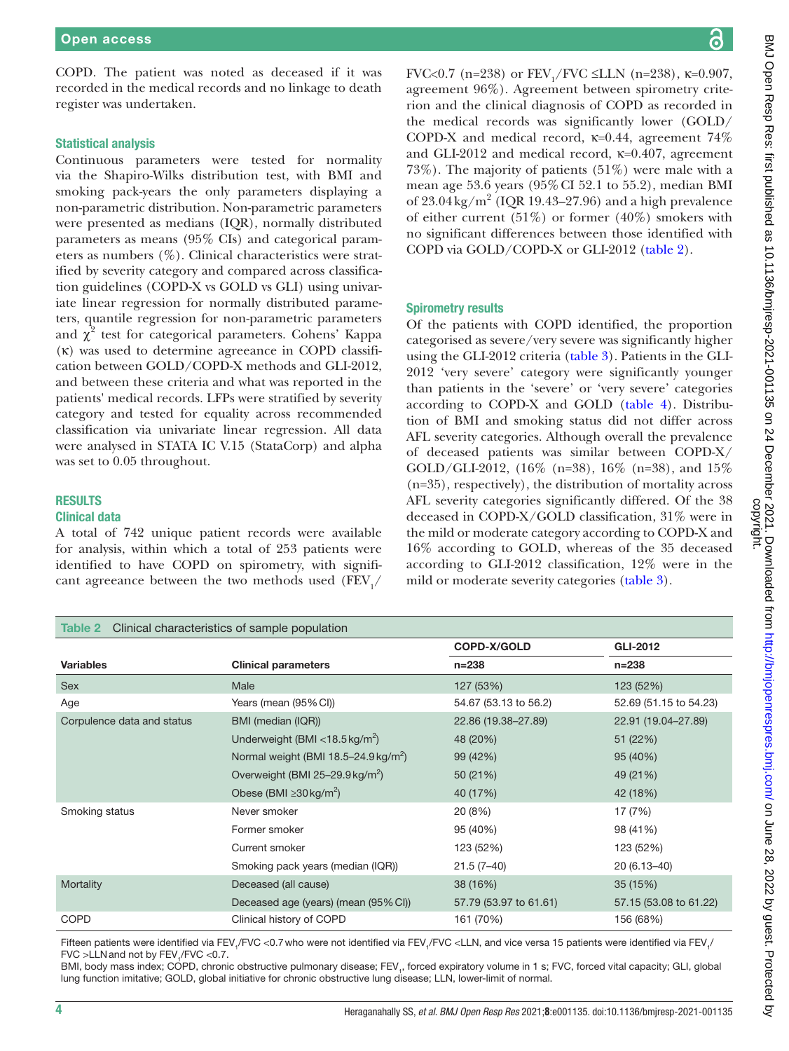COPD. The patient was noted as deceased if it was recorded in the medical records and no linkage to death register was undertaken.

### Statistical analysis

Continuous parameters were tested for normality via the Shapiro-Wilks distribution test, with BMI and smoking pack-years the only parameters displaying a non-parametric distribution. Non-parametric parameters were presented as medians (IQR), normally distributed parameters as means (95% CIs) and categorical parameters as numbers (%). Clinical characteristics were stratified by severity category and compared across classification guidelines (COPD-X vs GOLD vs GLI) using univariate linear regression for normally distributed parameters, quantile regression for non-parametric parameters and $\chi^2$ test for categorical parameters. Cohens' Kappa (κ) was used to determine agreeance in COPD classification between GOLD/COPD-X methods and GLI-2012, and between these criteria and what was reported in the patients' medical records. LFPs were stratified by severity category and tested for equality across recommended classification via univariate linear regression. All data were analysed in STATA IC V.15 (StataCorp) and alpha was set to 0.05 throughout.

## RESULTS

### Clinical data

A total of 742 unique patient records were available for analysis, within which a total of 253 patients were identified to have COPD on spirometry, with significant agreeance between the two methods used ($FEV_1$/FVC<0.7 (n=238) or $FEV_1$/FVC ≤LLN (n=238), κ=0.907, agreement 96%). Agreement between spirometry criterion and the clinical diagnosis of COPD as recorded in the medical records was significantly lower (GOLD/COPD-X and medical record, κ=0.44, agreement 74% and GLI-2012 and medical record, κ=0.407, agreement 73%). The majority of patients (51%) were male with a mean age 53.6 years (95% CI 52.1 to 55.2), median BMI of 23.04 kg/m$^2$ (IQR 19.43–27.96) and a high prevalence of either current (51%) or former (40%) smokers with no significant differences between those identified with COPD via GOLD/COPD-X or GLI-2012 (table 2).

### Spirometry results

Of the patients with COPD identified, the proportion categorised as severe/very severe was significantly higher using the GLI-2012 criteria (table 3). Patients in the GLI-2012 'very severe' category were significantly younger than patients in the 'severe' or 'very severe' categories according to COPD-X and GOLD (table 4). Distribution of BMI and smoking status did not differ across AFL severity categories. Although overall the prevalence of deceased patients was similar between COPD-X/GOLD/GLI-2012, (16% (n=38), 16% (n=38), and 15% (n=35), respectively), the distribution of mortality across AFL severity categories significantly differed. Of the 38 deceased in COPD-X/GOLD classification, 31% were in the mild or moderate category according to COPD-X and 16% according to GOLD, whereas of the 35 deceased according to GLI-2012 classification, 12% were in the mild or moderate severity categories (table 3).

**Table 2** Clinical characteristics of sample population

| Variables | Clinical parameters | COPD-X/GOLD n=238 | GLI-2012 n=238 |
|---|---|---|---|
| Sex | Male | 127 (53%) | 123 (52%) |
| Age | Years (mean (95% CI)) | 54.67 (53.13 to 56.2) | 52.69 (51.15 to 54.23) |
| Corpulence data and status | BMI (median (IQR)) | 22.86 (19.38–27.89) | 22.91 (19.04–27.89) |
| | Underweight (BMI <18.5 kg/m$^2$) | 48 (20%) | 51 (22%) |
| | Normal weight (BMI 18.5–24.9 kg/m$^2$) | 99 (42%) | 95 (40%) |
| | Overweight (BMI 25–29.9 kg/m$^2$) | 50 (21%) | 49 (21%) |
| | Obese (BMI ≥30 kg/m$^2$) | 40 (17%) | 42 (18%) |
| Smoking status | Never smoker | 20 (8%) | 17 (7%) |
| | Former smoker | 95 (40%) | 98 (41%) |
| | Current smoker | 123 (52%) | 123 (52%) |
| | Smoking pack years (median (IQR)) | 21.5 (7–40) | 20 (6.13–40) |
| Mortality | Deceased (all cause) | 38 (16%) | 35 (15%) |
| | Deceased age (years) (mean (95% CI)) | 57.79 (53.97 to 61.61) | 57.15 (53.08 to 61.22) |
| COPD | Clinical history of COPD | 161 (70%) | 156 (68%) |

Fifteen patients were identified via $FEV_1$/FVC <0.7 who were not identified via $FEV_1$/FVC <LLN, and vice versa 15 patients were identified via $FEV_1$/FVC >LLN and not by $FEV_1$/FVC <0.7.

BMI, body mass index; COPD, chronic obstructive pulmonary disease; $FEV_1$, forced expiratory volume in 1 s; FVC, forced vital capacity; GLI, global lung function imitative; GOLD, global initiative for chronic obstructive lung disease; LLN, lower-limit of normal.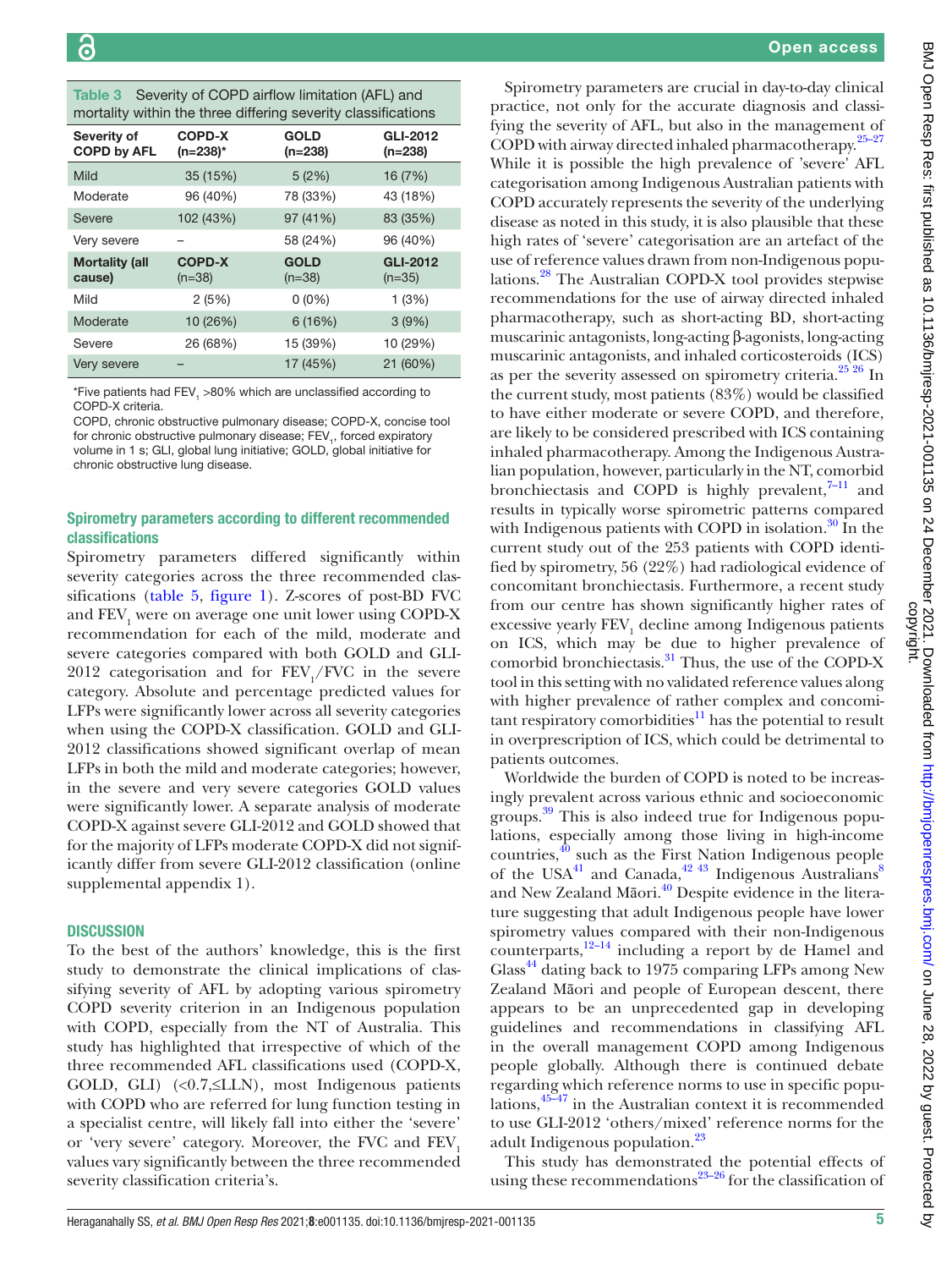**Table 3** Severity of COPD airflow limitation (AFL) and mortality within the three differing severity classifications

| Severity of COPD by AFL | COPD-X (n=238)* | GOLD (n=238) | GLI-2012 (n=238) |
|---|---|---|---|
| Mild | 35 (15%) | 5 (2%) | 16 (7%) |
| Moderate | 96 (40%) | 78 (33%) | 43 (18%) |
| Severe | 102 (43%) | 97 (41%) | 83 (35%) |
| Very severe | – | 58 (24%) | 96 (40%) |
| **Mortality (all cause)** | **COPD-X** (n=38) | **GOLD** (n=38) | **GLI-2012** (n=35) |
| Mild | 2 (5%) | 0 (0%) | 1 (3%) |
| Moderate | 10 (26%) | 6 (16%) | 3 (9%) |
| Severe | 26 (68%) | 15 (39%) | 10 (29%) |
| Very severe | – | 17 (45%) | 21 (60%) |

*Five patients had $FEV_1$ >80% which are unclassified according to COPD-X criteria.

COPD, chronic obstructive pulmonary disease; COPD-X, concise tool for chronic obstructive pulmonary disease; $FEV_1$, forced expiratory volume in 1 s; GLI, global lung initiative; GOLD, global initiative for chronic obstructive lung disease.

### Spirometry parameters according to different recommended classifications

Spirometry parameters differed significantly within severity categories across the three recommended classifications (table 5, figure 1). Z-scores of post-BD FVC and $FEV_1$ were on average one unit lower using COPD-X recommendation for each of the mild, moderate and severe categories compared with both GOLD and GLI-2012 categorisation and for $FEV_1$/FVC in the severe category. Absolute and percentage predicted values for LFPs were significantly lower across all severity categories when using the COPD-X classification. GOLD and GLI-2012 classifications showed significant overlap of mean LFPs in both the mild and moderate categories; however, in the severe and very severe categories GOLD values were significantly lower. A separate analysis of moderate COPD-X against severe GLI-2012 and GOLD showed that for the majority of LFPs moderate COPD-X did not significantly differ from severe GLI-2012 classification (online supplemental appendix 1).

## DISCUSSION

To the best of the authors' knowledge, this is the first study to demonstrate the clinical implications of classifying severity of AFL by adopting various spirometry COPD severity criterion in an Indigenous population with COPD, especially from the NT of Australia. This study has highlighted that irrespective of which of the three recommended AFL classifications used (COPD-X, GOLD, GLI) (<0.7,≤LLN), most Indigenous patients with COPD who are referred for lung function testing in a specialist centre, will likely fall into either the 'severe' or 'very severe' category. Moreover, the FVC and $FEV_1$ values vary significantly between the three recommended severity classification criteria's.

Spirometry parameters are crucial in day-to-day clinical practice, not only for the accurate diagnosis and classifying the severity of AFL, but also in the management of COPD with airway directed inhaled pharmacotherapy.[25–27] While it is possible the high prevalence of 'severe' AFL categorisation among Indigenous Australian patients with COPD accurately represents the severity of the underlying disease as noted in this study, it is also plausible that these high rates of 'severe' categorisation are an artefact of the use of reference values drawn from non-Indigenous populations.[28] The Australian COPD-X tool provides stepwise recommendations for the use of airway directed inhaled pharmacotherapy, such as short-acting BD, short-acting muscarinic antagonists, long-acting β-agonists, long-acting muscarinic antagonists, and inhaled corticosteroids (ICS) as per the severity assessed on spirometry criteria.[25 26] In the current study, most patients (83%) would be classified to have either moderate or severe COPD, and therefore, are likely to be considered prescribed with ICS containing inhaled pharmacotherapy. Among the Indigenous Australian population, however, particularly in the NT, comorbid bronchiectasis and COPD is highly prevalent,[7–11] and results in typically worse spirometric patterns compared with Indigenous patients with COPD in isolation.[30] In the current study out of the 253 patients with COPD identified by spirometry, 56 (22%) had radiological evidence of concomitant bronchiectasis. Furthermore, a recent study from our centre has shown significantly higher rates of excessive yearly $FEV_1$ decline among Indigenous patients on ICS, which may be due to higher prevalence of comorbid bronchiectasis.[31] Thus, the use of the COPD-X tool in this setting with no validated reference values along with higher prevalence of rather complex and concomitant respiratory comorbidities[11] has the potential to result in overprescription of ICS, which could be detrimental to patients outcomes.

Worldwide the burden of COPD is noted to be increasingly prevalent across various ethnic and socioeconomic groups.[39] This is also indeed true for Indigenous populations, especially among those living in high-income countries,[40] such as the First Nation Indigenous people of the USA[41] and Canada,[42 43] Indigenous Australians[8] and New Zealand Māori.[40] Despite evidence in the literature suggesting that adult Indigenous people have lower spirometry values compared with their non-Indigenous counterparts,[12–14] including a report by de Hamel and Glass[44] dating back to 1975 comparing LFPs among New Zealand Māori and people of European descent, there appears to be an unprecedented gap in developing guidelines and recommendations in classifying AFL in the overall management COPD among Indigenous people globally. Although there is continued debate regarding which reference norms to use in specific populations,[45–47] in the Australian context it is recommended to use GLI-2012 'others/mixed' reference norms for the adult Indigenous population.[23]

This study has demonstrated the potential effects of using these recommendations[23–26] for the classification of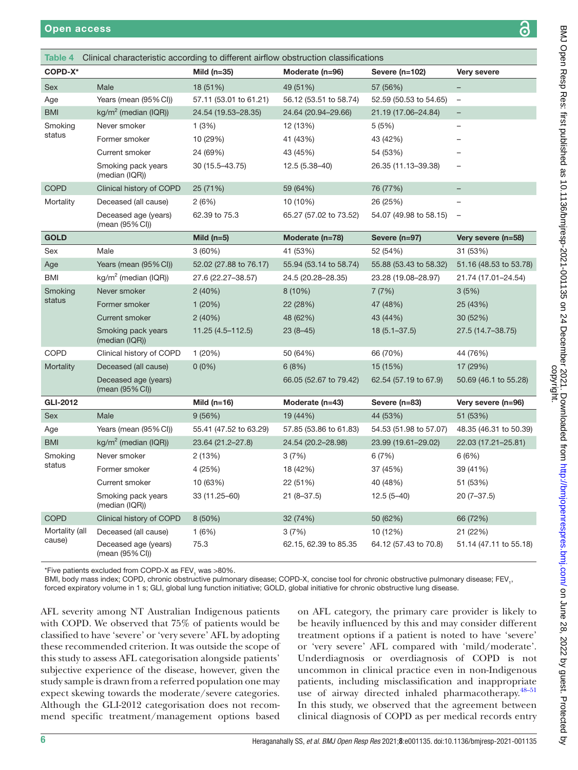**Table 4** Clinical characteristic according to different airflow obstruction classifications

| COPD-X* | | Mild (n=35) | Moderate (n=96) | Severe (n=102) | Very severe |
|---|---|---|---|---|---|
| Sex | Male | 18 (51%) | 49 (51%) | 57 (56%) | – |
| Age | Years (mean (95% CI)) | 57.11 (53.01 to 61.21) | 56.12 (53.51 to 58.74) | 52.59 (50.53 to 54.65) | – |
| BMI | kg/m$^2$ (median (IQR)) | 24.54 (19.53–28.35) | 24.64 (20.94–29.66) | 21.19 (17.06–24.84) | – |
| Smoking status | Never smoker | 1 (3%) | 12 (13%) | 5 (5%) | – |
| | Former smoker | 10 (29%) | 41 (43%) | 43 (42%) | – |
| | Current smoker | 24 (69%) | 43 (45%) | 54 (53%) | – |
| | Smoking pack years (median (IQR)) | 30 (15.5–43.75) | 12.5 (5.38–40) | 26.35 (11.13–39.38) | – |
| COPD | Clinical history of COPD | 25 (71%) | 59 (64%) | 76 (77%) | – |
| Mortality | Deceased (all cause) | 2 (6%) | 10 (10%) | 26 (25%) | – |
| | Deceased age (years) (mean (95% CI)) | 62.39 to 75.3 | 65.27 (57.02 to 73.52) | 54.07 (49.98 to 58.15) | – |
| **GOLD** | | **Mild (n=5)** | **Moderate (n=78)** | **Severe (n=97)** | **Very severe (n=58)** |
| Sex | Male | 3 (60%) | 41 (53%) | 52 (54%) | 31 (53%) |
| Age | Years (mean (95% CI)) | 52.02 (27.88 to 76.17) | 55.94 (53.14 to 58.74) | 55.88 (53.43 to 58.32) | 51.16 (48.53 to 53.78) |
| BMI | kg/m$^2$ (median (IQR)) | 27.6 (22.27–38.57) | 24.5 (20.28–28.35) | 23.28 (19.08–28.97) | 21.74 (17.01–24.54) |
| Smoking status | Never smoker | 2 (40%) | 8 (10%) | 7 (7%) | 3 (5%) |
| | Former smoker | 1 (20%) | 22 (28%) | 47 (48%) | 25 (43%) |
| | Current smoker | 2 (40%) | 48 (62%) | 43 (44%) | 30 (52%) |
| | Smoking pack years (median (IQR)) | 11.25 (4.5–112.5) | 23 (8–45) | 18 (5.1–37.5) | 27.5 (14.7–38.75) |
| COPD | Clinical history of COPD | 1 (20%) | 50 (64%) | 66 (70%) | 44 (76%) |
| Mortality | Deceased (all cause) | 0 (0%) | 6 (8%) | 15 (15%) | 17 (29%) |
| | Deceased age (years) (mean (95% CI)) | | 66.05 (52.67 to 79.42) | 62.54 (57.19 to 67.9) | 50.69 (46.1 to 55.28) |
| **GLI-2012** | | **Mild (n=16)** | **Moderate (n=43)** | **Severe (n=83)** | **Very severe (n=96)** |
| Sex | Male | 9 (56%) | 19 (44%) | 44 (53%) | 51 (53%) |
| Age | Years (mean (95% CI)) | 55.41 (47.52 to 63.29) | 57.85 (53.86 to 61.83) | 54.53 (51.98 to 57.07) | 48.35 (46.31 to 50.39) |
| BMI | kg/m$^2$ (median (IQR)) | 23.64 (21.2–27.8) | 24.54 (20.2–28.98) | 23.99 (19.61–29.02) | 22.03 (17.21–25.81) |
| Smoking status | Never smoker | 2 (13%) | 3 (7%) | 6 (7%) | 6 (6%) |
| | Former smoker | 4 (25%) | 18 (42%) | 37 (45%) | 39 (41%) |
| | Current smoker | 10 (63%) | 22 (51%) | 40 (48%) | 51 (53%) |
| | Smoking pack years (median (IQR)) | 33 (11.25–60) | 21 (8–37.5) | 12.5 (5–40) | 20 (7–37.5) |
| COPD | Clinical history of COPD | 8 (50%) | 32 (74%) | 50 (62%) | 66 (72%) |
| Mortality (all cause) | Deceased (all cause) | 1 (6%) | 3 (7%) | 10 (12%) | 21 (22%) |
| | Deceased age (years) (mean (95% CI)) | 75.3 | 62.15, 62.39 to 85.35 | 64.12 (57.43 to 70.8) | 51.14 (47.11 to 55.18) |

*Five patients excluded from COPD-X as $FEV_1$ was >80%.

BMI, body mass index; COPD, chronic obstructive pulmonary disease; COPD-X, concise tool for chronic obstructive pulmonary disease; $FEV_1$, forced expiratory volume in 1 s; GLI, global lung function initiative; GOLD, global initiative for chronic obstructive lung disease.

AFL severity among NT Australian Indigenous patients with COPD. We observed that 75% of patients would be classified to have 'severe' or 'very severe' AFL by adopting these recommended criterion. It was outside the scope of this study to assess AFL categorisation alongside patients' subjective experience of the disease, however, given the study sample is drawn from a referred population one may expect skewing towards the moderate/severe categories. Although the GLI-2012 categorisation does not recommend specific treatment/management options based on AFL category, the primary care provider is likely to be heavily influenced by this and may consider different treatment options if a patient is noted to have 'severe' or 'very severe' AFL compared with 'mild/moderate'. Underdiagnosis or overdiagnosis of COPD is not uncommon in clinical practice even in non-Indigenous patients, including misclassification and inappropriate use of airway directed inhaled pharmacotherapy.[48–51] In this study, we observed that the agreement between clinical diagnosis of COPD as per medical records entry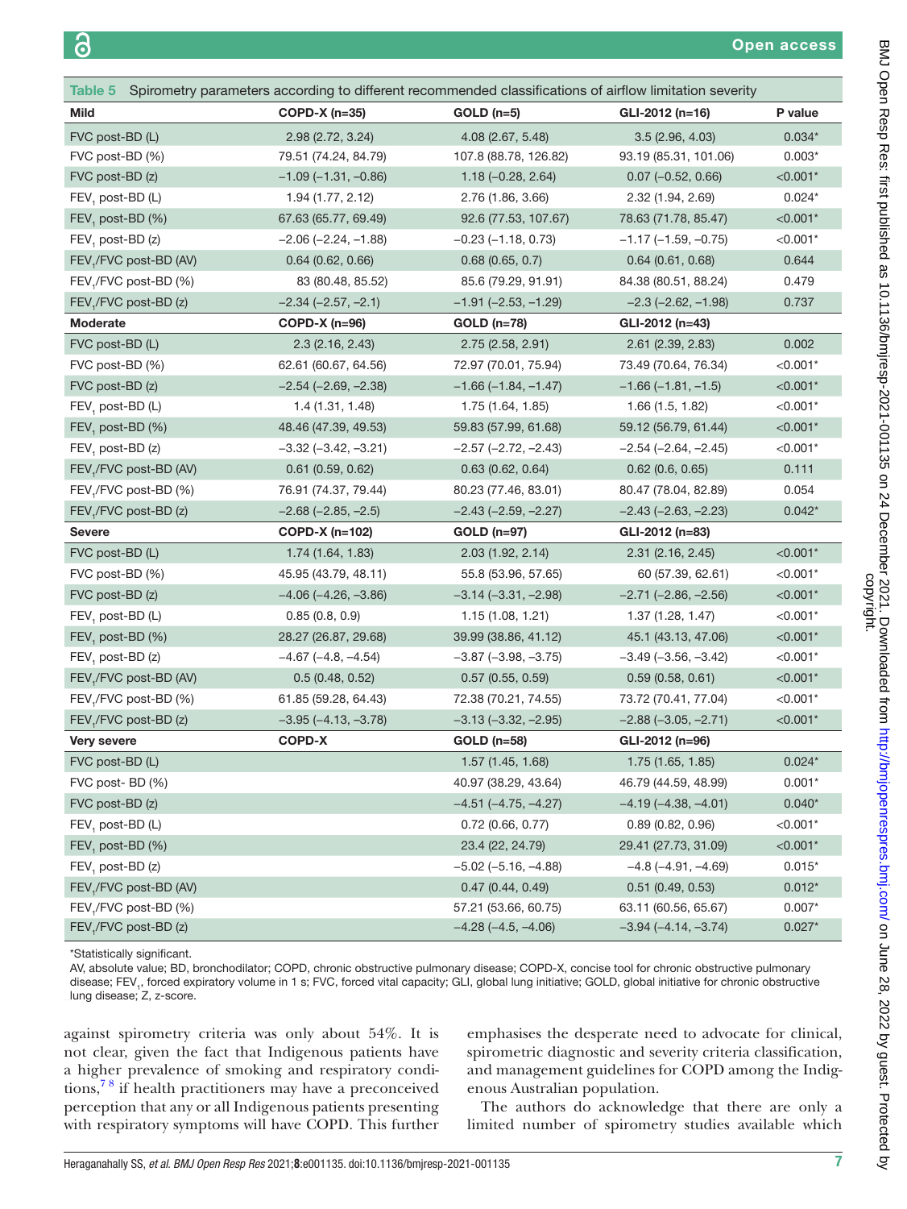**Table 5** Spirometry parameters according to different recommended classifications of airflow limitation severity

| Mild | COPD-X (n=35) | GOLD (n=5) | GLI-2012 (n=16) | P value |
|---|---|---|---|---|
| FVC post-BD (L) | 2.98 (2.72, 3.24) | 4.08 (2.67, 5.48) | 3.5 (2.96, 4.03) | 0.034* |
| FVC post-BD (%) | 79.51 (74.24, 84.79) | 107.8 (88.78, 126.82) | 93.19 (85.31, 101.06) | 0.003* |
| FVC post-BD (z) | −1.09 (−1.31, −0.86) | 1.18 (−0.28, 2.64) | 0.07 (−0.52, 0.66) | <0.001* |
| $FEV_1$ post-BD (L) | 1.94 (1.77, 2.12) | 2.76 (1.86, 3.66) | 2.32 (1.94, 2.69) | 0.024* |
| $FEV_1$ post-BD (%) | 67.63 (65.77, 69.49) | 92.6 (77.53, 107.67) | 78.63 (71.78, 85.47) | <0.001* |
| $FEV_1$ post-BD (z) | −2.06 (−2.24, −1.88) | −0.23 (−1.18, 0.73) | −1.17 (−1.59, −0.75) | <0.001* |
| $FEV_1$/FVC post-BD (AV) | 0.64 (0.62, 0.66) | 0.68 (0.65, 0.7) | 0.64 (0.61, 0.68) | 0.644 |
| $FEV_1$/FVC post-BD (%) | 83 (80.48, 85.52) | 85.6 (79.29, 91.91) | 84.38 (80.51, 88.24) | 0.479 |
| $FEV_1$/FVC post-BD (z) | −2.34 (−2.57, −2.1) | −1.91 (−2.53, −1.29) | −2.3 (−2.62, −1.98) | 0.737 |
| **Moderate** | **COPD-X (n=96)** | **GOLD (n=78)** | **GLI-2012 (n=43)** | |
| FVC post-BD (L) | 2.3 (2.16, 2.43) | 2.75 (2.58, 2.91) | 2.61 (2.39, 2.83) | 0.002 |
| FVC post-BD (%) | 62.61 (60.67, 64.56) | 72.97 (70.01, 75.94) | 73.49 (70.64, 76.34) | <0.001* |
| FVC post-BD (z) | −2.54 (−2.69, −2.38) | −1.66 (−1.84, −1.47) | −1.66 (−1.81, −1.5) | <0.001* |
| $FEV_1$ post-BD (L) | 1.4 (1.31, 1.48) | 1.75 (1.64, 1.85) | 1.66 (1.5, 1.82) | <0.001* |
| $FEV_1$ post-BD (%) | 48.46 (47.39, 49.53) | 59.83 (57.99, 61.68) | 59.12 (56.79, 61.44) | <0.001* |
| $FEV_1$ post-BD (z) | −3.32 (−3.42, −3.21) | −2.57 (−2.72, −2.43) | −2.54 (−2.64, −2.45) | <0.001* |
| $FEV_1$/FVC post-BD (AV) | 0.61 (0.59, 0.62) | 0.63 (0.62, 0.64) | 0.62 (0.6, 0.65) | 0.111 |
| $FEV_1$/FVC post-BD (%) | 76.91 (74.37, 79.44) | 80.23 (77.46, 83.01) | 80.47 (78.04, 82.89) | 0.054 |
| $FEV_1$/FVC post-BD (z) | −2.68 (−2.85, −2.5) | −2.43 (−2.59, −2.27) | −2.43 (−2.63, −2.23) | 0.042* |
| **Severe** | **COPD-X (n=102)** | **GOLD (n=97)** | **GLI-2012 (n=83)** | |
| FVC post-BD (L) | 1.74 (1.64, 1.83) | 2.03 (1.92, 2.14) | 2.31 (2.16, 2.45) | <0.001* |
| FVC post-BD (%) | 45.95 (43.79, 48.11) | 55.8 (53.96, 57.65) | 60 (57.39, 62.61) | <0.001* |
| FVC post-BD (z) | −4.06 (−4.26, −3.86) | −3.14 (−3.31, −2.98) | −2.71 (−2.86, −2.56) | <0.001* |
| $FEV_1$ post-BD (L) | 0.85 (0.8, 0.9) | 1.15 (1.08, 1.21) | 1.37 (1.28, 1.47) | <0.001* |
| $FEV_1$ post-BD (%) | 28.27 (26.87, 29.68) | 39.99 (38.86, 41.12) | 45.1 (43.13, 47.06) | <0.001* |
| $FEV_1$ post-BD (z) | −4.67 (−4.8, −4.54) | −3.87 (−3.98, −3.75) | −3.49 (−3.56, −3.42) | <0.001* |
| $FEV_1$/FVC post-BD (AV) | 0.5 (0.48, 0.52) | 0.57 (0.55, 0.59) | 0.59 (0.58, 0.61) | <0.001* |
| $FEV_1$/FVC post-BD (%) | 61.85 (59.28, 64.43) | 72.38 (70.21, 74.55) | 73.72 (70.41, 77.04) | <0.001* |
| $FEV_1$/FVC post-BD (z) | −3.95 (−4.13, −3.78) | −3.13 (−3.32, −2.95) | −2.88 (−3.05, −2.71) | <0.001* |
| **Very severe** | **COPD-X** | **GOLD (n=58)** | **GLI-2012 (n=96)** | |
| FVC post-BD (L) | | 1.57 (1.45, 1.68) | 1.75 (1.65, 1.85) | 0.024* |
| FVC post- BD (%) | | 40.97 (38.29, 43.64) | 46.79 (44.59, 48.99) | 0.001* |
| FVC post-BD (z) | | −4.51 (−4.75, −4.27) | −4.19 (−4.38, −4.01) | 0.040* |
| $FEV_1$ post-BD (L) | | 0.72 (0.66, 0.77) | 0.89 (0.82, 0.96) | <0.001* |
| $FEV_1$ post-BD (%) | | 23.4 (22, 24.79) | 29.41 (27.73, 31.09) | <0.001* |
| $FEV_1$ post-BD (z) | | −5.02 (−5.16, −4.88) | −4.8 (−4.91, −4.69) | 0.015* |
| $FEV_1$/FVC post-BD (AV) | | 0.47 (0.44, 0.49) | 0.51 (0.49, 0.53) | 0.012* |
| $FEV_1$/FVC post-BD (%) | | 57.21 (53.66, 60.75) | 63.11 (60.56, 65.67) | 0.007* |
| $FEV_1$/FVC post-BD (z) | | −4.28 (−4.5, −4.06) | −3.94 (−4.14, −3.74) | 0.027* |

*Statistically significant.

AV, absolute value; BD, bronchodilator; COPD, chronic obstructive pulmonary disease; COPD-X, concise tool for chronic obstructive pulmonary disease; $FEV_1$, forced expiratory volume in 1 s; FVC, forced vital capacity; GLI, global lung initiative; GOLD, global initiative for chronic obstructive lung disease; Z, z-score.

against spirometry criteria was only about 54%. It is not clear, given the fact that Indigenous patients have a higher prevalence of smoking and respiratory conditions,[7 8] if health practitioners may have a preconceived perception that any or all Indigenous patients presenting with respiratory symptoms will have COPD. This further emphasises the desperate need to advocate for clinical, spirometric diagnostic and severity criteria classification, and management guidelines for COPD among the Indigenous Australian population.

The authors do acknowledge that there are only a limited number of spirometry studies available which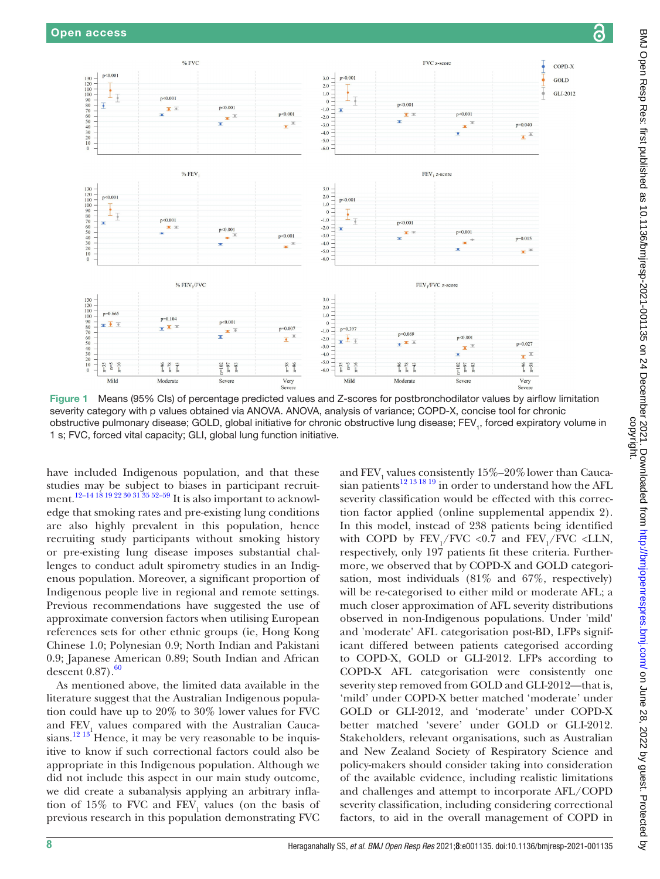Figure 1 Means (95% CIs) of percentage predicted values and Z-scores for postbronchodilator values by airflow limitation severity category with p values obtained via ANOVA. ANOVA, analysis of variance; COPD-X, concise tool for chronic obstructive pulmonary disease; GOLD, global initiative for chronic obstructive lung disease; $FEV_1$, forced expiratory volume in 1 s; FVC, forced vital capacity; GLI, global lung function initiative.

have included Indigenous population, and that these studies may be subject to biases in participant recruitment.[12–14 18 19 22 30 31 35 52–59] It is also important to acknowledge that smoking rates and pre-existing lung conditions are also highly prevalent in this population, hence recruiting study participants without smoking history or pre-existing lung disease imposes substantial challenges to conduct adult spirometry studies in an Indigenous population. Moreover, a significant proportion of Indigenous people live in regional and remote settings. Previous recommendations have suggested the use of approximate conversion factors when utilising European references sets for other ethnic groups (ie, Hong Kong Chinese 1.0; Polynesian 0.9; North Indian and Pakistani 0.9; Japanese American 0.89; South Indian and African descent 0.87).[60]

As mentioned above, the limited data available in the literature suggest that the Australian Indigenous population could have up to 20% to 30% lower values for FVC and $FEV_1$ values compared with the Australian Caucasians.[12 13] Hence, it may be very reasonable to be inquisitive to know if such correctional factors could also be appropriate in this Indigenous population. Although we did not include this aspect in our main study outcome, we did create a subanalysis applying an arbitrary inflation of 15% to FVC and $FEV_1$ values (on the basis of previous research in this population demonstrating FVC and $FEV_1$ values consistently 15%–20% lower than Caucasian patients[12 13 18 19] in order to understand how the AFL severity classification would be effected with this correction factor applied (online supplemental appendix 2). In this model, instead of 238 patients being identified with COPD by $FEV_1$/FVC <0.7 and $FEV_1$/FVC <LLN, respectively, only 197 patients fit these criteria. Furthermore, we observed that by COPD-X and GOLD categorisation, most individuals (81% and 67%, respectively) will be re-categorised to either mild or moderate AFL; a much closer approximation of AFL severity distributions observed in non-Indigenous populations. Under 'mild' and 'moderate' AFL categorisation post-BD, LFPs significant differed between patients categorised according to COPD-X, GOLD or GLI-2012. LFPs according to COPD-X AFL categorisation were consistently one severity step removed from GOLD and GLI-2012—that is, 'mild' under COPD-X better matched 'moderate' under GOLD or GLI-2012, and 'moderate' under COPD-X better matched 'severe' under GOLD or GLI-2012. Stakeholders, relevant organisations, such as Australian and New Zealand Society of Respiratory Science and policy-makers should consider taking into consideration of the available evidence, including realistic limitations and challenges and attempt to incorporate AFL/COPD severity classification, including considering correctional factors, to aid in the overall management of COPD in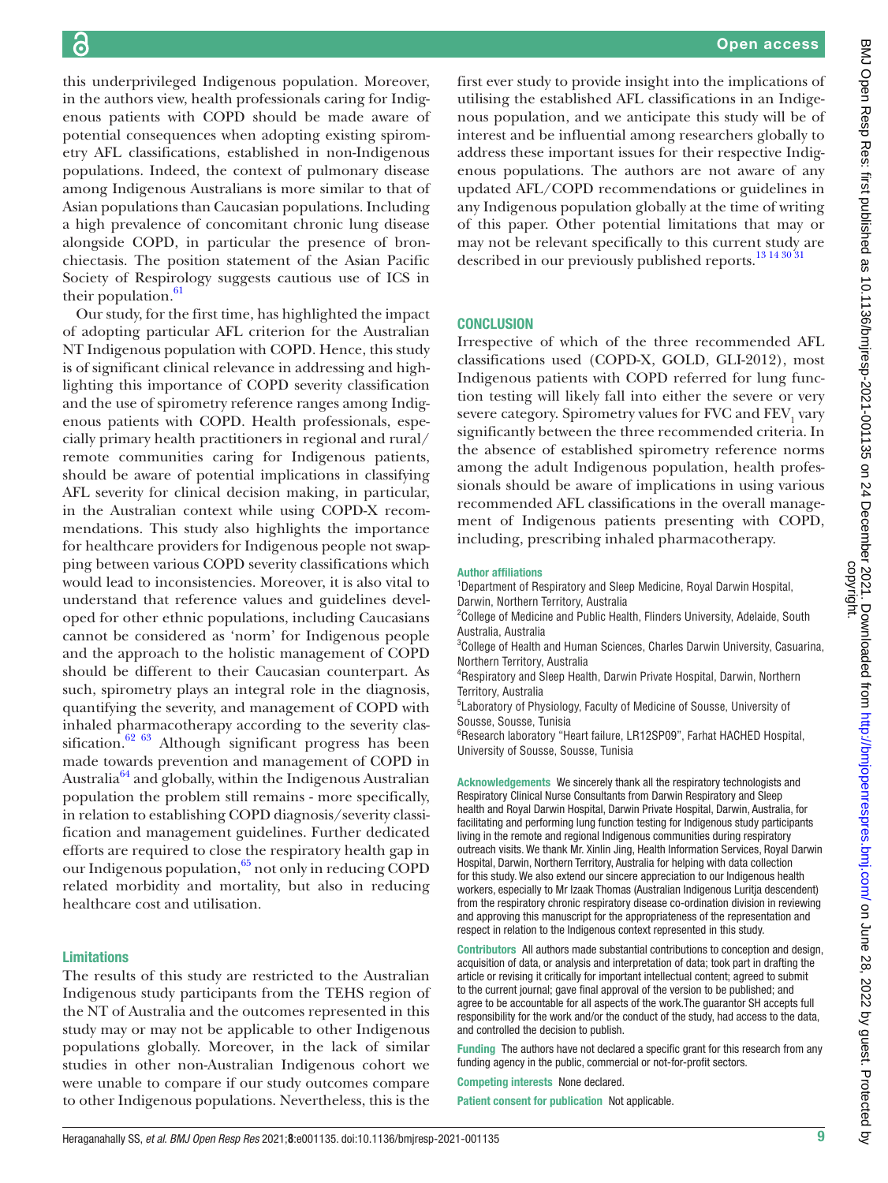this underprivileged Indigenous population. Moreover, in the authors view, health professionals caring for Indigenous patients with COPD should be made aware of potential consequences when adopting existing spirometry AFL classifications, established in non-Indigenous populations. Indeed, the context of pulmonary disease among Indigenous Australians is more similar to that of Asian populations than Caucasian populations. Including a high prevalence of concomitant chronic lung disease alongside COPD, in particular the presence of bronchiectasis. The position statement of the Asian Pacific Society of Respirology suggests cautious use of ICS in their population.[61]

Our study, for the first time, has highlighted the impact of adopting particular AFL criterion for the Australian NT Indigenous population with COPD. Hence, this study is of significant clinical relevance in addressing and highlighting this importance of COPD severity classification and the use of spirometry reference ranges among Indigenous patients with COPD. Health professionals, especially primary health practitioners in regional and rural/remote communities caring for Indigenous patients, should be aware of potential implications in classifying AFL severity for clinical decision making, in particular, in the Australian context while using COPD-X recommendations. This study also highlights the importance for healthcare providers for Indigenous people not swapping between various COPD severity classifications which would lead to inconsistencies. Moreover, it is also vital to understand that reference values and guidelines developed for other ethnic populations, including Caucasians cannot be considered as 'norm' for Indigenous people and the approach to the holistic management of COPD should be different to their Caucasian counterpart. As such, spirometry plays an integral role in the diagnosis, quantifying the severity, and management of COPD with inhaled pharmacotherapy according to the severity classification.[62,63] Although significant progress has been made towards prevention and management of COPD in Australia[64] and globally, within the Indigenous Australian population the problem still remains - more specifically, in relation to establishing COPD diagnosis/severity classification and management guidelines. Further dedicated efforts are required to close the respiratory health gap in our Indigenous population,[65] not only in reducing COPD related morbidity and mortality, but also in reducing healthcare cost and utilisation.

### Limitations

The results of this study are restricted to the Australian Indigenous study participants from the TEHS region of the NT of Australia and the outcomes represented in this study may or may not be applicable to other Indigenous populations globally. Moreover, in the lack of similar studies in other non-Australian Indigenous cohort we were unable to compare if our study outcomes compare to other Indigenous populations. Nevertheless, this is the first ever study to provide insight into the implications of utilising the established AFL classifications in an Indigenous population, and we anticipate this study will be of interest and be influential among researchers globally to address these important issues for their respective Indigenous populations. The authors are not aware of any updated AFL/COPD recommendations or guidelines in any Indigenous population globally at the time of writing of this paper. Other potential limitations that may or may not be relevant specifically to this current study are described in our previously published reports.[13,14,30,31]

## CONCLUSION

Irrespective of which of the three recommended AFL classifications used (COPD-X, GOLD, GLI-2012), most Indigenous patients with COPD referred for lung function testing will likely fall into either the severe or very severe category. Spirometry values for FVC and $FEV_1$ vary significantly between the three recommended criteria. In the absence of established spirometry reference norms among the adult Indigenous population, health professionals should be aware of implications in using various recommended AFL classifications in the overall management of Indigenous patients presenting with COPD, including, prescribing inhaled pharmacotherapy.

**Author affiliations**

[1]Department of Respiratory and Sleep Medicine, Royal Darwin Hospital, Darwin, Northern Territory, Australia
[2]College of Medicine and Public Health, Flinders University, Adelaide, South Australia, Australia
[3]College of Health and Human Sciences, Charles Darwin University, Casuarina, Northern Territory, Australia
[4]Respiratory and Sleep Health, Darwin Private Hospital, Darwin, Northern Territory, Australia
[5]Laboratory of Physiology, Faculty of Medicine of Sousse, University of Sousse, Sousse, Tunisia
[6]Research laboratory "Heart failure, LR12SP09", Farhat HACHED Hospital, University of Sousse, Sousse, Tunisia

**Acknowledgements** We sincerely thank all the respiratory technologists and Respiratory Clinical Nurse Consultants from Darwin Respiratory and Sleep health and Royal Darwin Hospital, Darwin Private Hospital, Darwin, Australia, for facilitating and performing lung function testing for Indigenous study participants living in the remote and regional Indigenous communities during respiratory outreach visits. We thank Mr. Xinlin Jing, Health Information Services, Royal Darwin Hospital, Darwin, Northern Territory, Australia for helping with data collection for this study. We also extend our sincere appreciation to our Indigenous health workers, especially to Mr Izaak Thomas (Australian Indigenous Luritja descendent) from the respiratory chronic respiratory disease co-ordination division in reviewing and approving this manuscript for the appropriateness of the representation and respect in relation to the Indigenous context represented in this study.

**Contributors** All authors made substantial contributions to conception and design, acquisition of data, or analysis and interpretation of data; took part in drafting the article or revising it critically for important intellectual content; agreed to submit to the current journal; gave final approval of the version to be published; and agree to be accountable for all aspects of the work.The guarantor SH accepts full responsibility for the work and/or the conduct of the study, had access to the data, and controlled the decision to publish.

**Funding** The authors have not declared a specific grant for this research from any funding agency in the public, commercial or not-for-profit sectors.

**Competing interests** None declared.

**Patient consent for publication** Not applicable.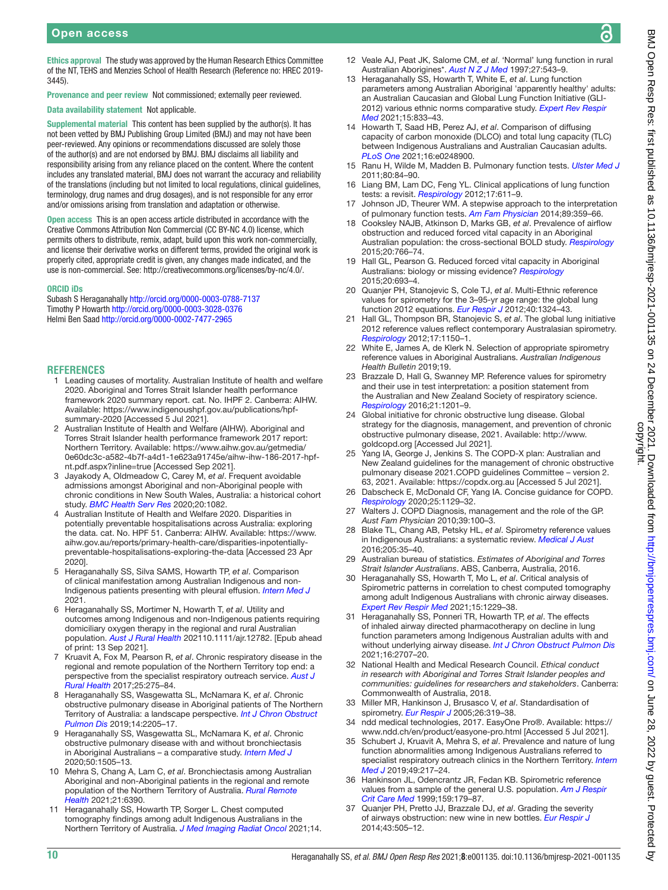**Ethics approval** The study was approved by the Human Research Ethics Committee of the NT, TEHS and Menzies School of Health Research (Reference no: HREC 2019-3445).

**Provenance and peer review** Not commissioned; externally peer reviewed.

**Data availability statement** Not applicable.

**Supplemental material** This content has been supplied by the author(s). It has not been vetted by BMJ Publishing Group Limited (BMJ) and may not have been peer-reviewed. Any opinions or recommendations discussed are solely those of the author(s) and are not endorsed by BMJ. BMJ disclaims all liability and responsibility arising from any reliance placed on the content. Where the content includes any translated material, BMJ does not warrant the accuracy and reliability of the translations (including but not limited to local regulations, clinical guidelines, terminology, drug names and drug dosages), and is not responsible for any error and/or omissions arising from translation and adaptation or otherwise.

**Open access** This is an open access article distributed in accordance with the Creative Commons Attribution Non Commercial (CC BY-NC 4.0) license, which permits others to distribute, remix, adapt, build upon this work non-commercially, and license their derivative works on different terms, provided the original work is properly cited, appropriate credit is given, any changes made indicated, and the use is non-commercial. See: http://creativecommons.org/licenses/by-nc/4.0/.

**ORCID iDs**

Subash S Heraganahally http://orcid.org/0000-0003-0788-7137
Timothy P Howarth http://orcid.org/0000-0003-3028-0376
Helmi Ben Saad http://orcid.org/0000-0002-7477-2965

## REFERENCES

1. Leading causes of mortality. Australian Institute of health and welfare 2020. Aboriginal and Torres Strait Islander health performance framework 2020 summary report. cat. No. IHPF 2. Canberra: AIHW. Available: https://www.indigenoushpf.gov.au/publications/hpf-summary-2020 [Accessed 5 Jul 2021].
2. Australian Institute of Health and Welfare (AIHW). Aboriginal and Torres Strait Islander health performance framework 2017 report: Northern Territory. Available: https://www.aihw.gov.au/getmedia/0e60dc3c-a582-4b7f-a4d1-1e623a91745e/aihw-ihw-186-2017-hpf-nt.pdf.aspx?inline=true [Accessed Sep 2021].
3. Jayakody A, Oldmeadow C, Carey M, *et al*. Frequent avoidable admissions amongst Aboriginal and non-Aboriginal people with chronic conditions in New South Wales, Australia: a historical cohort study. *BMC Health Serv Res* 2020;20:1082.
4. Australian Institute of Health and Welfare 2020. Disparities in potentially preventable hospitalisations across Australia: exploring the data. cat. No. HPF 51. Canberra: AIHW. Available: https://www.aihw.gov.au/reports/primary-health-care/disparities-inpotentially-preventable-hospitalisations-exploring-the-data [Accessed 23 Apr 2020].
5. Heraganahally SS, Silva SAMS, Howarth TP, *et al*. Comparison of clinical manifestation among Australian Indigenous and non-Indigenous patients presenting with pleural effusion. *Intern Med J* 2021.
6. Heraganahally SS, Mortimer N, Howarth T, *et al*. Utility and outcomes among Indigenous and non-Indigenous patients requiring domiciliary oxygen therapy in the regional and rural Australian population. *Aust J Rural Health* 202110.1111/ajr.12782. [Epub ahead of print: 13 Sep 2021].
7. Kruavit A, Fox M, Pearson R, *et al*. Chronic respiratory disease in the regional and remote population of the Northern Territory top end: a perspective from the specialist respiratory outreach service. *Aust J Rural Health* 2017;25:275–84.
8. Heraganahally SS, Wasgewatta SL, McNamara K, *et al*. Chronic obstructive pulmonary disease in Aboriginal patients of The Northern Territory of Australia: a landscape perspective. *Int J Chron Obstruct Pulmon Dis* 2019;14:2205–17.
9. Heraganahally SS, Wasgewatta SL, McNamara K, *et al*. Chronic obstructive pulmonary disease with and without bronchiectasis in Aboriginal Australians – a comparative study. *Intern Med J* 2020;50:1505–13.
10. Mehra S, Chang A, Lam C, *et al*. Bronchiectasis among Australian Aboriginal and non-Aboriginal patients in the regional and remote population of the Northern Territory of Australia. *Rural Remote Health* 2021;21:6390.
11. Heraganahally SS, Howarth TP, Sorger L. Chest computed tomography findings among adult Indigenous Australians in the Northern Territory of Australia. *J Med Imaging Radiat Oncol* 2021;14.
12. Veale AJ, Peat JK, Salome CM, *et al*. 'Normal' lung function in rural Australian Aborigines*. *Aust N Z J Med* 1997;27:543–9.
13. Heraganahally SS, Howarth T, White E, *et al*. Lung function parameters among Australian Aboriginal 'apparently healthy' adults: an Australian Caucasian and Global Lung Function Initiative (GLI-2012) various ethnic norms comparative study. *Expert Rev Respir Med* 2021;15:833–43.
14. Howarth T, Saad HB, Perez AJ, *et al*. Comparison of diffusing capacity of carbon monoxide (DLCO) and total lung capacity (TLC) between Indigenous Australians and Australian Caucasian adults. *PLoS One* 2021;16:e0248900.
15. Ranu H, Wilde M, Madden B. Pulmonary function tests. *Ulster Med J* 2011;80:84–90.
16. Liang BM, Lam DC, Feng YL. Clinical applications of lung function tests: a revisit. *Respirology* 2012;17:611–9.
17. Johnson JD, Theurer WM. A stepwise approach to the interpretation of pulmonary function tests. *Am Fam Physician* 2014;89:359–66.
18. Cooksley NAJB, Atkinson D, Marks GB, *et al*. Prevalence of airflow obstruction and reduced forced vital capacity in an Aboriginal Australian population: the cross-sectional BOLD study. *Respirology* 2015;20:766–74.
19. Hall GL, Pearson G. Reduced forced vital capacity in Aboriginal Australians: biology or missing evidence? *Respirology* 2015;20:693–4.
20. Quanjer PH, Stanojevic S, Cole TJ, *et al*. Multi-Ethnic reference values for spirometry for the 3–95-yr age range: the global lung function 2012 equations. *Eur Respir J* 2012;40:1324–43.
21. Hall GL, Thompson BR, Stanojevic S, *et al*. The global lung initiative 2012 reference values reflect contemporary Australasian spirometry. *Respirology* 2012;17:1150–1.
22. White E, James A, de Klerk N. Selection of appropriate spirometry reference values in Aboriginal Australians. *Australian Indigenous Health Bulletin* 2019;19.
23. Brazzale D, Hall G, Swanney MP. Reference values for spirometry and their use in test interpretation: a position statement from the Australian and New Zealand Society of respiratory science. *Respirology* 2016;21:1201–9.
24. Global initiative for chronic obstructive lung disease. Global strategy for the diagnosis, management, and prevention of chronic obstructive pulmonary disease, 2021. Available: http://www.goldcopd.org [Accessed Jul 2021].
25. Yang IA, George J, Jenkins S. The COPD-X plan: Australian and New Zealand guidelines for the management of chronic obstructive pulmonary disease 2021.COPD guidelines Committee – version 2. 63, 2021. Available: https://copdx.org.au [Accessed 5 Jul 2021].
26. Dabscheck E, McDonald CF, Yang IA. Concise guidance for COPD. *Respirology* 2020;25:1129–32.
27. Walters J. COPD Diagnosis, management and the role of the GP. *Aust Fam Physician* 2010;39:100–3.
28. Blake TL, Chang AB, Petsky HL, *et al*. Spirometry reference values in Indigenous Australians: a systematic review. *Medical J Aust* 2016;205:35–40.
29. Australian bureau of statistics. *Estimates of Aboriginal and Torres Strait Islander Australians*. ABS, Canberra, Australia, 2016.
30. Heraganahally SS, Howarth T, Mo L, *et al*. Critical analysis of Spirometric patterns in correlation to chest computed tomography among adult Indigenous Australians with chronic airway diseases. *Expert Rev Respir Med* 2021;15:1229–38.
31. Heraganahally SS, Ponneri TR, Howarth TP, *et al*. The effects of inhaled airway directed pharmacotherapy on decline in lung function parameters among Indigenous Australian adults with and without underlying airway disease. *Int J Chron Obstruct Pulmon Dis* 2021;16:2707–20.
32. National Health and Medical Research Council. *Ethical conduct in research with Aboriginal and Torres Strait Islander peoples and communities: guidelines for researchers and stakeholders*. Canberra: Commonwealth of Australia, 2018.
33. Miller MR, Hankinson J, Brusasco V, *et al*. Standardisation of spirometry. *Eur Respir J* 2005;26:319–38.
34. ndd medical technologies, 2017. EasyOne Pro®. Available: https://www.ndd.ch/en/product/easyone-pro.html [Accessed 5 Jul 2021].
35. Schubert J, Kruavit A, Mehra S, *et al*. Prevalence and nature of lung function abnormalities among Indigenous Australians referred to specialist respiratory outreach clinics in the Northern Territory. *Intern Med J* 2019;49:217–24.
36. Hankinson JL, Odencrantz JR, Fedan KB. Spirometric reference values from a sample of the general U.S. population. *Am J Respir Crit Care Med* 1999;159:179–87.
37. Quanjer PH, Pretto JJ, Brazzale DJ, *et al*. Grading the severity of airways obstruction: new wine in new bottles. *Eur Respir J* 2014;43:505–12.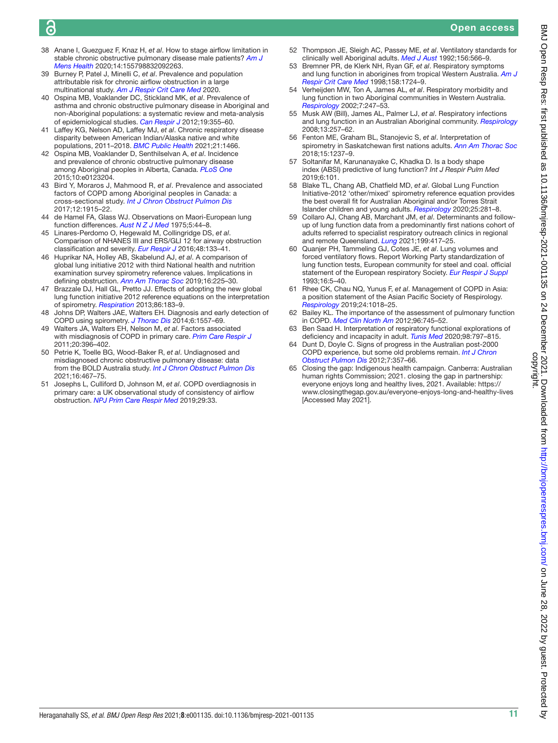38 Anane I, Guezguez F, Knaz H, *et al*. How to stage airflow limitation in stable chronic obstructive pulmonary disease male patients? *Am J Mens Health* 2020;14:155798832092263.

39 Burney P, Patel J, Minelli C, *et al*. Prevalence and population attributable risk for chronic airflow obstruction in a large multinational study. *Am J Respir Crit Care Med* 2020.

40 Ospina MB, Voaklander DC, Stickland MK, *et al*. Prevalence of asthma and chronic obstructive pulmonary disease in Aboriginal and non-Aboriginal populations: a systematic review and meta-analysis of epidemiological studies. *Can Respir J* 2012;19:355–60.

41 Laffey KG, Nelson AD, Laffey MJ, *et al*. Chronic respiratory disease disparity between American Indian/Alaska native and white populations, 2011–2018. *BMC Public Health* 2021;21:1466.

42 Ospina MB, Voaklander D, Senthilselvan A, *et al*. Incidence and prevalence of chronic obstructive pulmonary disease among Aboriginal peoples in Alberta, Canada. *PLoS One* 2015;10:e0123204.

43 Bird Y, Moraros J, Mahmood R, *et al*. Prevalence and associated factors of COPD among Aboriginal peoples in Canada: a cross-sectional study. *Int J Chron Obstruct Pulmon Dis* 2017;12:1915–22.

44 de Hamel FA, Glass WJ. Observations on Maori-European lung function differences. *Aust N Z J Med* 1975;5:44–8.

45 Linares-Perdomo O, Hegewald M, Collingridge DS, *et al*. Comparison of NHANES III and ERS/GLI 12 for airway obstruction classification and severity. *Eur Respir J* 2016;48:133–41.

46 Huprikar NA, Holley AB, Skabelund AJ, *et al*. A comparison of global lung initiative 2012 with third National health and nutrition examination survey spirometry reference values. Implications in defining obstruction. *Ann Am Thorac Soc* 2019;16:225–30.

47 Brazzale DJ, Hall GL, Pretto JJ. Effects of adopting the new global lung function initiative 2012 reference equations on the interpretation of spirometry. *Respiration* 2013;86:183–9.

48 Johns DP, Walters JAE, Walters EH. Diagnosis and early detection of COPD using spirometry. *J Thorac Dis* 2014;6:1557–69.

49 Walters JA, Walters EH, Nelson M, *et al*. Factors associated with misdiagnosis of COPD in primary care. *Prim Care Respir J* 2011;20:396–402.

50 Petrie K, Toelle BG, Wood-Baker R, *et al*. Undiagnosed and misdiagnosed chronic obstructive pulmonary disease: data from the BOLD Australia study. *Int J Chron Obstruct Pulmon Dis* 2021;16:467–75.

51 Josephs L, Culliford D, Johnson M, *et al*. COPD overdiagnosis in primary care: a UK observational study of consistency of airflow obstruction. *NPJ Prim Care Respir Med* 2019;29:33.

52 Thompson JE, Sleigh AC, Passey ME, *et al*. Ventilatory standards for clinically well Aboriginal adults. *Med J Aust* 1992;156:566–9.

53 Bremner PR, de Klerk NH, Ryan GF, *et al*. Respiratory symptoms and lung function in aborigines from tropical Western Australia. *Am J Respir Crit Care Med* 1998;158:1724–9.

54 Verheijden MW, Ton A, James AL, *et al*. Respiratory morbidity and lung function in two Aboriginal communities in Western Australia. *Respirology* 2002;7:247–53.

55 Musk AW (Bill), James AL, Palmer LJ, *et al*. Respiratory infections and lung function in an Australian Aboriginal community. *Respirology* 2008;13:257–62.

56 Fenton ME, Graham BL, Stanojevic S, *et al*. Interpretation of spirometry in Saskatchewan first nations adults. *Ann Am Thorac Soc* 2018;15:1237–9.

57 Soltanifar M, Karunanayake C, Khadka D. Is a body shape index (ABSI) predictive of lung function? *Int J Respir Pulm Med* 2019;6:101.

58 Blake TL, Chang AB, Chatfield MD, *et al*. Global Lung Function Initiative-2012 'other/mixed' spirometry reference equation provides the best overall fit for Australian Aboriginal and/or Torres Strait Islander children and young adults. *Respirology* 2020;25:281–8.

59 Collaro AJ, Chang AB, Marchant JM, *et al*. Determinants and follow-up of lung function data from a predominantly first nations cohort of adults referred to specialist respiratory outreach clinics in regional and remote Queensland. *Lung* 2021;199:417–25.

60 Quanjer PH, Tammeling GJ, Cotes JE, *et al*. Lung volumes and forced ventilatory flows. Report Working Party standardization of lung function tests, European community for steel and coal. official statement of the European respiratory Society. *Eur Respir J Suppl* 1993;16:5–40.

61 Rhee CK, Chau NQ, Yunus F, *et al*. Management of COPD in Asia: a position statement of the Asian Pacific Society of Respirology. *Respirology* 2019;24:1018–25.

62 Bailey KL. The importance of the assessment of pulmonary function in COPD. *Med Clin North Am* 2012;96:745–52.

63 Ben Saad H. Interpretation of respiratory functional explorations of deficiency and incapacity in adult. *Tunis Med* 2020;98:797–815.

64 Dunt D, Doyle C. Signs of progress in the Australian post-2000 COPD experience, but some old problems remain. *Int J Chron Obstruct Pulmon Dis* 2012;7:357–66.

65 Closing the gap: Indigenous health campaign. Canberra: Australian human rights Commission; 2021. closing the gap in partnership: everyone enjoys long and healthy lives, 2021. Available: https://www.closingthegap.gov.au/everyone-enjoys-long-and-healthy-lives [Accessed May 2021].